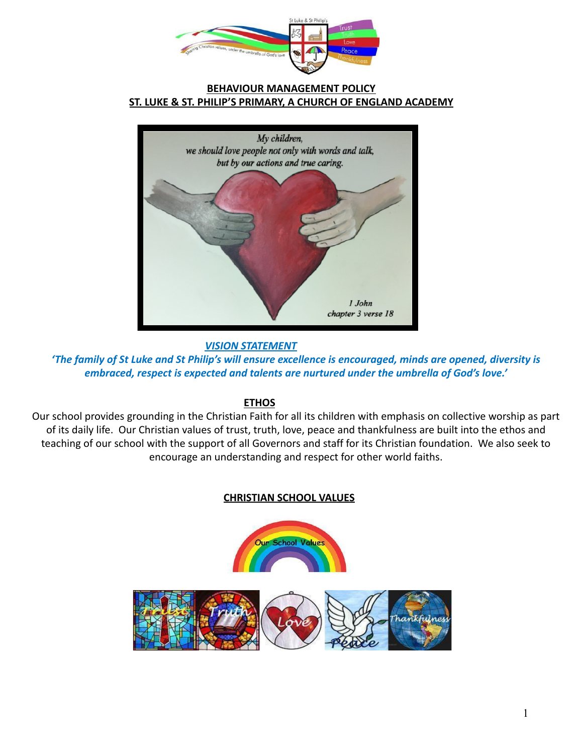**BEHAVIOUR MANAGEMENT POLICY**
**ST. LUKE & ST. PHILIP'S PRIMARY, A CHURCH OF ENGLAND ACADEMY**

*My children,
we should love people not only with words and talk,
but by our actions and true caring.*

*1 John
chapter 3 verse 18*

***VISION STATEMENT***

***'The family of St Luke and St Philip's will ensure excellence is encouraged, minds are opened, diversity is embraced, respect is expected and talents are nurtured under the umbrella of God's love.'***

**ETHOS**

Our school provides grounding in the Christian Faith for all its children with emphasis on collective worship as part of its daily life. Our Christian values of trust, truth, love, peace and thankfulness are built into the ethos and teaching of our school with the support of all Governors and staff for its Christian foundation. We also seek to encourage an understanding and respect for other world faiths.

**CHRISTIAN SCHOOL VALUES**

Our School Values

Trust Truth Love Peace Thankfulness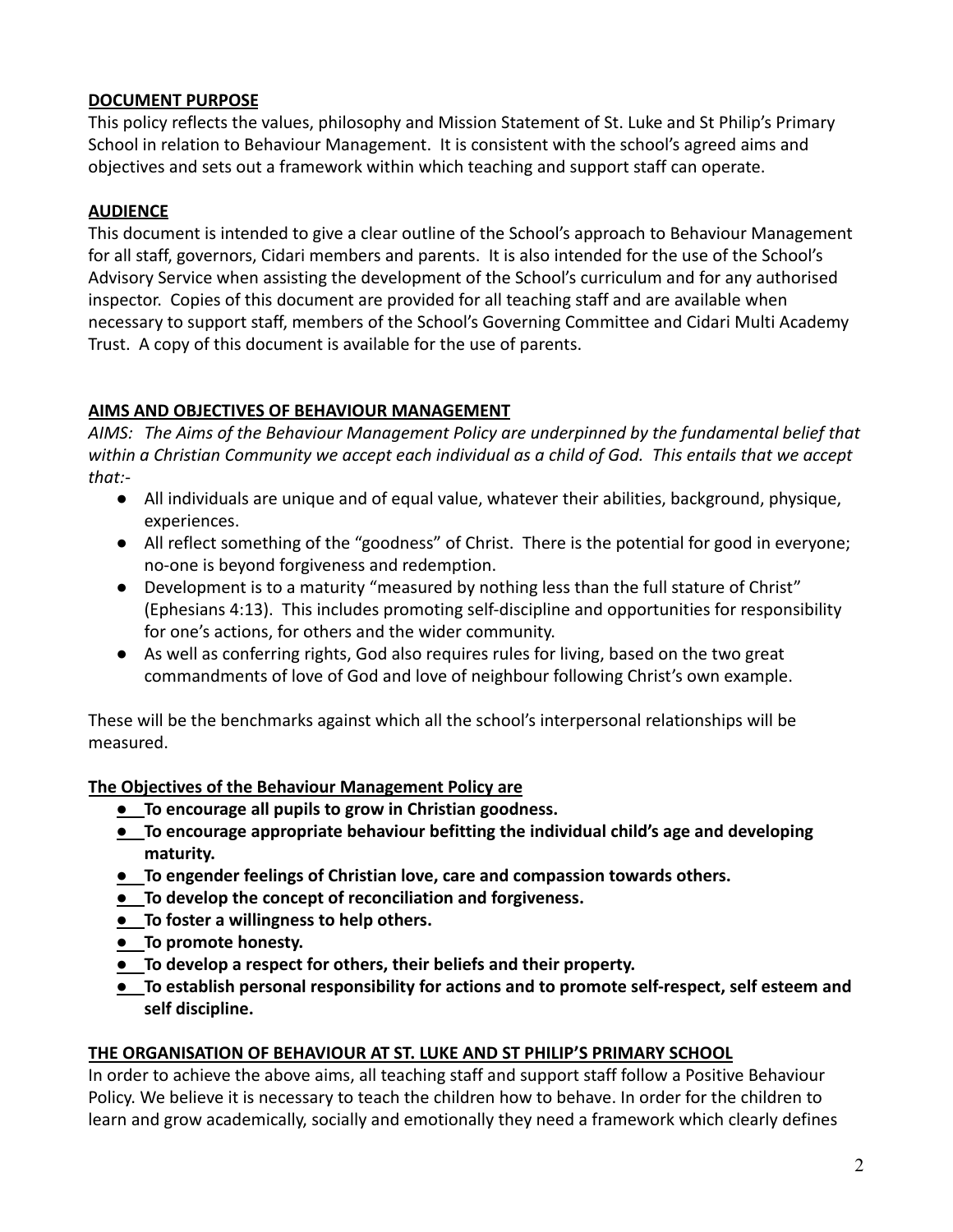## DOCUMENT PURPOSE

This policy reflects the values, philosophy and Mission Statement of St. Luke and St Philip's Primary School in relation to Behaviour Management. It is consistent with the school's agreed aims and objectives and sets out a framework within which teaching and support staff can operate.

## AUDIENCE

This document is intended to give a clear outline of the School's approach to Behaviour Management for all staff, governors, Cidari members and parents. It is also intended for the use of the School's Advisory Service when assisting the development of the School's curriculum and for any authorised inspector. Copies of this document are provided for all teaching staff and are available when necessary to support staff, members of the School's Governing Committee and Cidari Multi Academy Trust. A copy of this document is available for the use of parents.

## AIMS AND OBJECTIVES OF BEHAVIOUR MANAGEMENT

*AIMS: The Aims of the Behaviour Management Policy are underpinned by the fundamental belief that within a Christian Community we accept each individual as a child of God. This entails that we accept that:-*

- All individuals are unique and of equal value, whatever their abilities, background, physique, experiences.
- All reflect something of the "goodness" of Christ. There is the potential for good in everyone; no-one is beyond forgiveness and redemption.
- Development is to a maturity "measured by nothing less than the full stature of Christ" (Ephesians 4:13). This includes promoting self-discipline and opportunities for responsibility for one's actions, for others and the wider community.
- As well as conferring rights, God also requires rules for living, based on the two great commandments of love of God and love of neighbour following Christ's own example.

These will be the benchmarks against which all the school's interpersonal relationships will be measured.

### The Objectives of the Behaviour Management Policy are

- **To encourage all pupils to grow in Christian goodness.**
- **To encourage appropriate behaviour befitting the individual child's age and developing maturity.**
- **To engender feelings of Christian love, care and compassion towards others.**
- **To develop the concept of reconciliation and forgiveness.**
- **To foster a willingness to help others.**
- **To promote honesty.**
- **To develop a respect for others, their beliefs and their property.**
- **To establish personal responsibility for actions and to promote self-respect, self esteem and self discipline.**

## THE ORGANISATION OF BEHAVIOUR AT ST. LUKE AND ST PHILIP'S PRIMARY SCHOOL

In order to achieve the above aims, all teaching staff and support staff follow a Positive Behaviour Policy. We believe it is necessary to teach the children how to behave. In order for the children to learn and grow academically, socially and emotionally they need a framework which clearly defines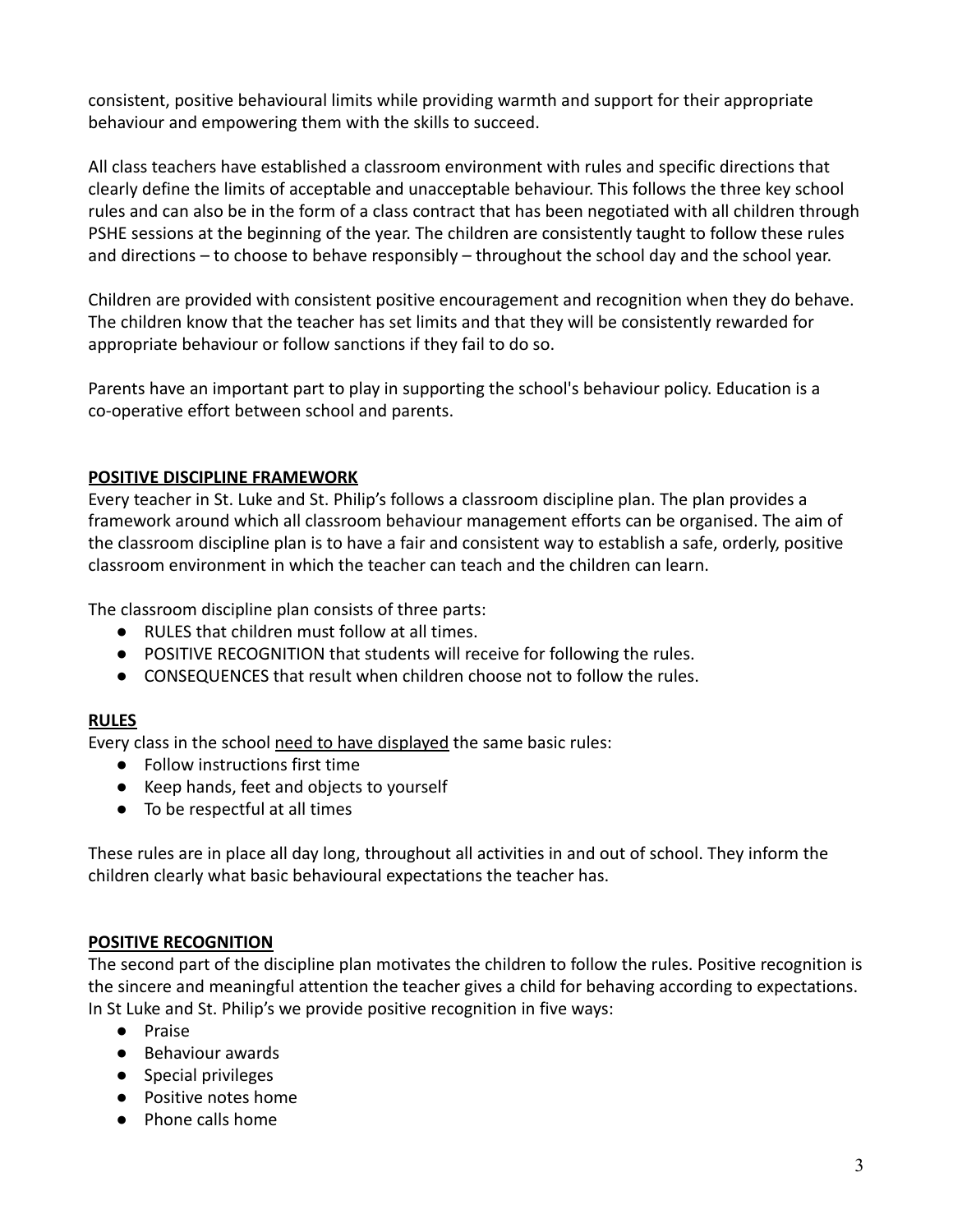consistent, positive behavioural limits while providing warmth and support for their appropriate behaviour and empowering them with the skills to succeed.

All class teachers have established a classroom environment with rules and specific directions that clearly define the limits of acceptable and unacceptable behaviour. This follows the three key school rules and can also be in the form of a class contract that has been negotiated with all children through PSHE sessions at the beginning of the year. The children are consistently taught to follow these rules and directions – to choose to behave responsibly – throughout the school day and the school year.

Children are provided with consistent positive encouragement and recognition when they do behave. The children know that the teacher has set limits and that they will be consistently rewarded for appropriate behaviour or follow sanctions if they fail to do so.

Parents have an important part to play in supporting the school's behaviour policy. Education is a co-operative effort between school and parents.

## POSITIVE DISCIPLINE FRAMEWORK

Every teacher in St. Luke and St. Philip's follows a classroom discipline plan. The plan provides a framework around which all classroom behaviour management efforts can be organised. The aim of the classroom discipline plan is to have a fair and consistent way to establish a safe, orderly, positive classroom environment in which the teacher can teach and the children can learn.

The classroom discipline plan consists of three parts:

- RULES that children must follow at all times.
- POSITIVE RECOGNITION that students will receive for following the rules.
- CONSEQUENCES that result when children choose not to follow the rules.

## RULES

Every class in the school <u>need to have displayed</u> the same basic rules:

- Follow instructions first time
- Keep hands, feet and objects to yourself
- To be respectful at all times

These rules are in place all day long, throughout all activities in and out of school. They inform the children clearly what basic behavioural expectations the teacher has.

## POSITIVE RECOGNITION

The second part of the discipline plan motivates the children to follow the rules. Positive recognition is the sincere and meaningful attention the teacher gives a child for behaving according to expectations. In St Luke and St. Philip's we provide positive recognition in five ways:

- Praise
- Behaviour awards
- Special privileges
- Positive notes home
- Phone calls home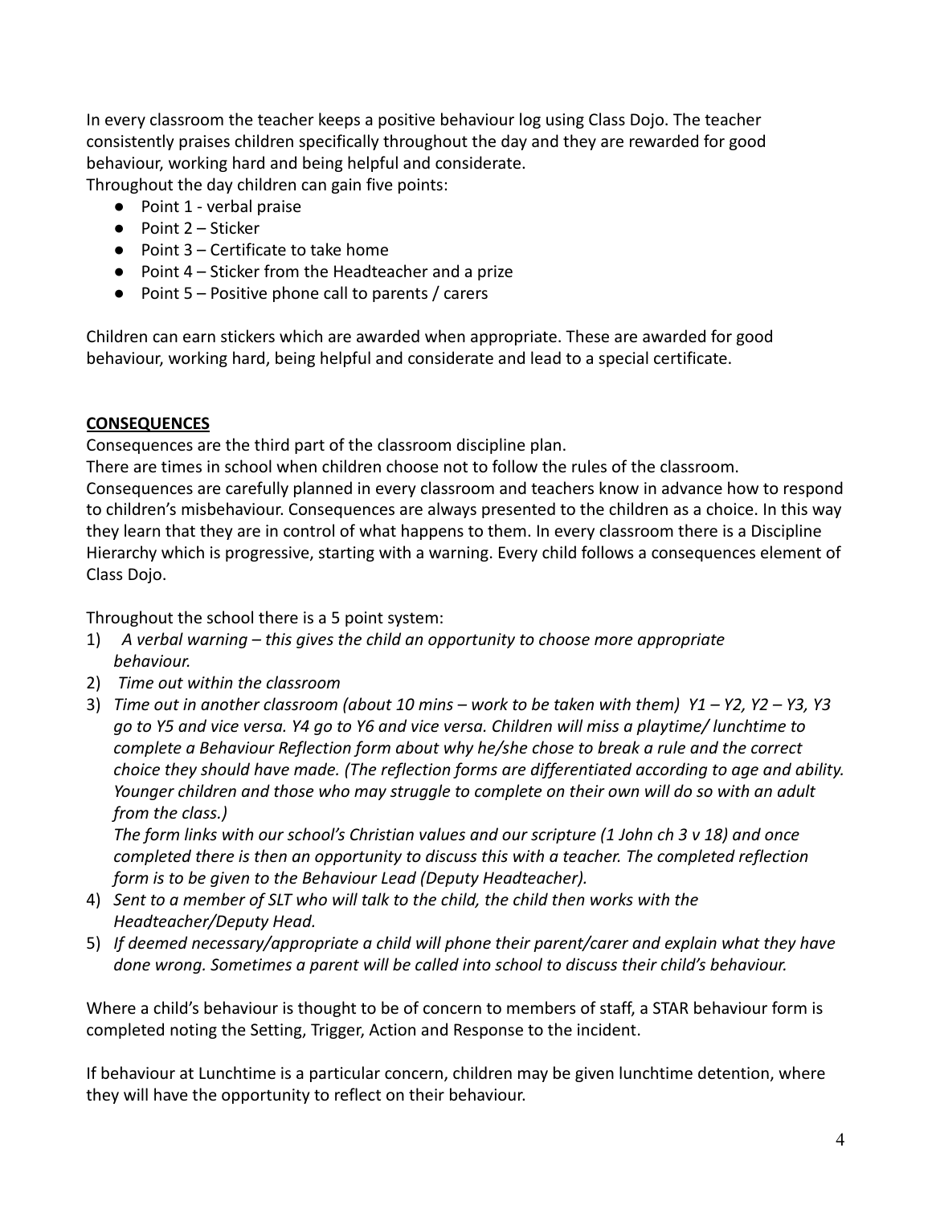In every classroom the teacher keeps a positive behaviour log using Class Dojo. The teacher consistently praises children specifically throughout the day and they are rewarded for good behaviour, working hard and being helpful and considerate.
Throughout the day children can gain five points:

- Point 1 - verbal praise
- Point 2 – Sticker
- Point 3 – Certificate to take home
- Point 4 – Sticker from the Headteacher and a prize
- Point 5 – Positive phone call to parents / carers

Children can earn stickers which are awarded when appropriate. These are awarded for good behaviour, working hard, being helpful and considerate and lead to a special certificate.

**CONSEQUENCES**

Consequences are the third part of the classroom discipline plan.
There are times in school when children choose not to follow the rules of the classroom. Consequences are carefully planned in every classroom and teachers know in advance how to respond to children's misbehaviour. Consequences are always presented to the children as a choice. In this way they learn that they are in control of what happens to them. In every classroom there is a Discipline Hierarchy which is progressive, starting with a warning. Every child follows a consequences element of Class Dojo.

Throughout the school there is a 5 point system:

1) *A verbal warning – this gives the child an opportunity to choose more appropriate behaviour.*
2) *Time out within the classroom*
3) *Time out in another classroom (about 10 mins – work to be taken with them) Y1 – Y2, Y2 – Y3, Y3 go to Y5 and vice versa. Y4 go to Y6 and vice versa. Children will miss a playtime/ lunchtime to complete a Behaviour Reflection form about why he/she chose to break a rule and the correct choice they should have made. (The reflection forms are differentiated according to age and ability. Younger children and those who may struggle to complete on their own will do so with an adult from the class.)*

   *The form links with our school's Christian values and our scripture (1 John ch 3 v 18) and once completed there is then an opportunity to discuss this with a teacher. The completed reflection form is to be given to the Behaviour Lead (Deputy Headteacher).*
4) *Sent to a member of SLT who will talk to the child, the child then works with the Headteacher/Deputy Head.*
5) *If deemed necessary/appropriate a child will phone their parent/carer and explain what they have done wrong. Sometimes a parent will be called into school to discuss their child's behaviour.*

Where a child's behaviour is thought to be of concern to members of staff, a STAR behaviour form is completed noting the Setting, Trigger, Action and Response to the incident.

If behaviour at Lunchtime is a particular concern, children may be given lunchtime detention, where they will have the opportunity to reflect on their behaviour.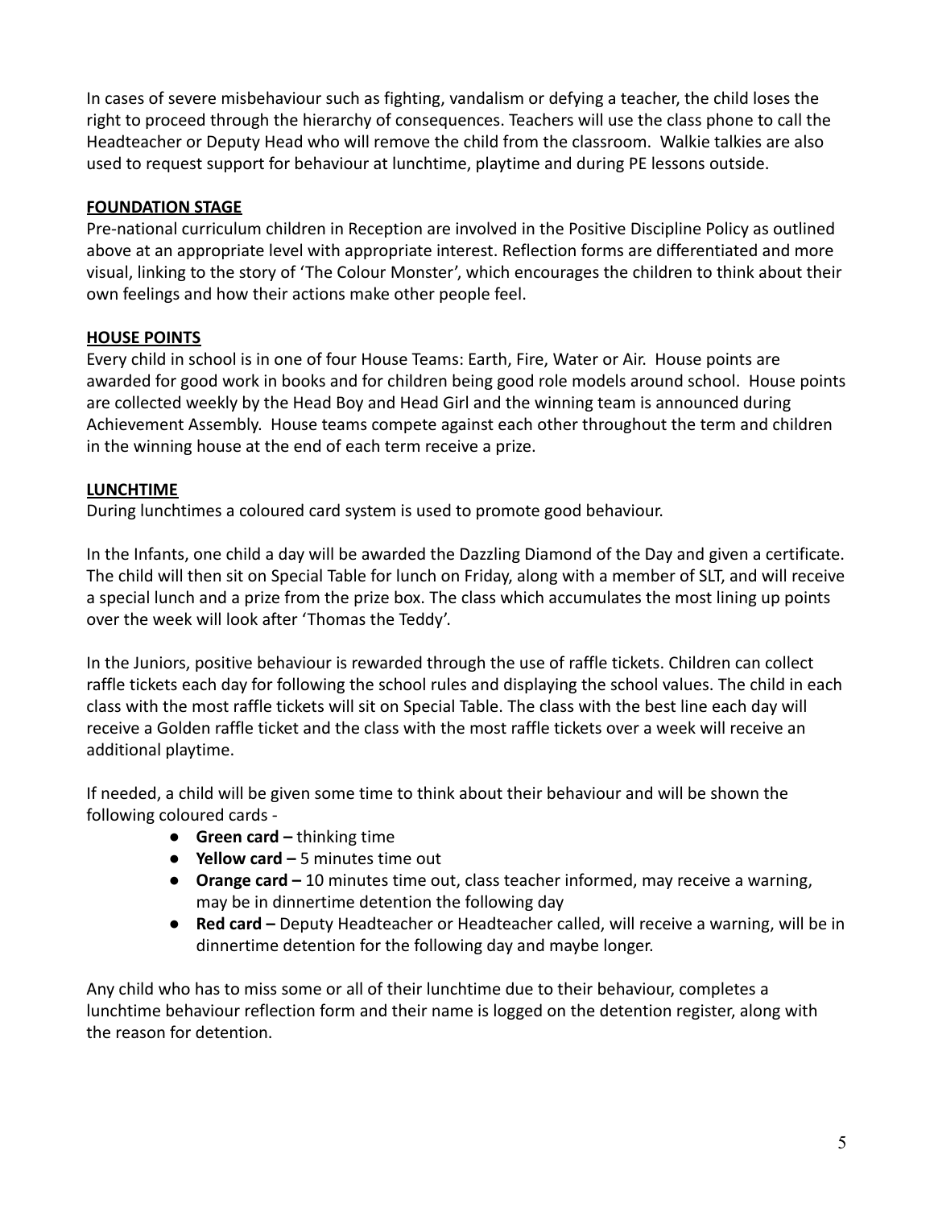In cases of severe misbehaviour such as fighting, vandalism or defying a teacher, the child loses the right to proceed through the hierarchy of consequences. Teachers will use the class phone to call the Headteacher or Deputy Head who will remove the child from the classroom. Walkie talkies are also used to request support for behaviour at lunchtime, playtime and during PE lessons outside.

## FOUNDATION STAGE

Pre-national curriculum children in Reception are involved in the Positive Discipline Policy as outlined above at an appropriate level with appropriate interest. Reflection forms are differentiated and more visual, linking to the story of 'The Colour Monster', which encourages the children to think about their own feelings and how their actions make other people feel.

## HOUSE POINTS

Every child in school is in one of four House Teams: Earth, Fire, Water or Air. House points are awarded for good work in books and for children being good role models around school. House points are collected weekly by the Head Boy and Head Girl and the winning team is announced during Achievement Assembly. House teams compete against each other throughout the term and children in the winning house at the end of each term receive a prize.

## LUNCHTIME

During lunchtimes a coloured card system is used to promote good behaviour.

In the Infants, one child a day will be awarded the Dazzling Diamond of the Day and given a certificate. The child will then sit on Special Table for lunch on Friday, along with a member of SLT, and will receive a special lunch and a prize from the prize box. The class which accumulates the most lining up points over the week will look after 'Thomas the Teddy'.

In the Juniors, positive behaviour is rewarded through the use of raffle tickets. Children can collect raffle tickets each day for following the school rules and displaying the school values. The child in each class with the most raffle tickets will sit on Special Table. The class with the best line each day will receive a Golden raffle ticket and the class with the most raffle tickets over a week will receive an additional playtime.

If needed, a child will be given some time to think about their behaviour and will be shown the following coloured cards -

- **Green card –** thinking time
- **Yellow card –** 5 minutes time out
- **Orange card –** 10 minutes time out, class teacher informed, may receive a warning, may be in dinnertime detention the following day
- **Red card –** Deputy Headteacher or Headteacher called, will receive a warning, will be in dinnertime detention for the following day and maybe longer.

Any child who has to miss some or all of their lunchtime due to their behaviour, completes a lunchtime behaviour reflection form and their name is logged on the detention register, along with the reason for detention.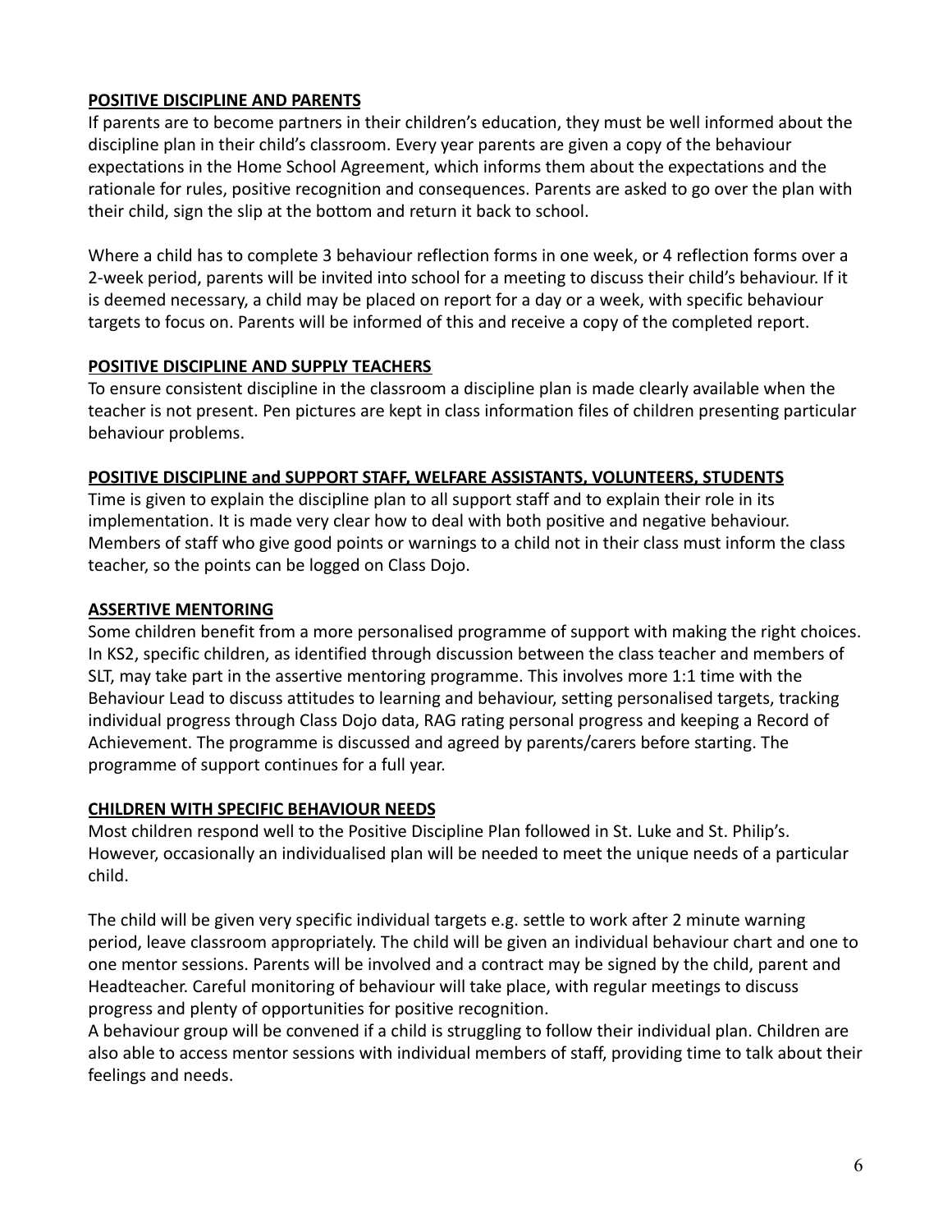**POSITIVE DISCIPLINE AND PARENTS**

If parents are to become partners in their children's education, they must be well informed about the discipline plan in their child's classroom. Every year parents are given a copy of the behaviour expectations in the Home School Agreement, which informs them about the expectations and the rationale for rules, positive recognition and consequences. Parents are asked to go over the plan with their child, sign the slip at the bottom and return it back to school.

Where a child has to complete 3 behaviour reflection forms in one week, or 4 reflection forms over a 2-week period, parents will be invited into school for a meeting to discuss their child's behaviour. If it is deemed necessary, a child may be placed on report for a day or a week, with specific behaviour targets to focus on. Parents will be informed of this and receive a copy of the completed report.

**POSITIVE DISCIPLINE AND SUPPLY TEACHERS**

To ensure consistent discipline in the classroom a discipline plan is made clearly available when the teacher is not present. Pen pictures are kept in class information files of children presenting particular behaviour problems.

**POSITIVE DISCIPLINE and SUPPORT STAFF, WELFARE ASSISTANTS, VOLUNTEERS, STUDENTS**

Time is given to explain the discipline plan to all support staff and to explain their role in its implementation. It is made very clear how to deal with both positive and negative behaviour. Members of staff who give good points or warnings to a child not in their class must inform the class teacher, so the points can be logged on Class Dojo.

**ASSERTIVE MENTORING**

Some children benefit from a more personalised programme of support with making the right choices. In KS2, specific children, as identified through discussion between the class teacher and members of SLT, may take part in the assertive mentoring programme. This involves more 1:1 time with the Behaviour Lead to discuss attitudes to learning and behaviour, setting personalised targets, tracking individual progress through Class Dojo data, RAG rating personal progress and keeping a Record of Achievement. The programme is discussed and agreed by parents/carers before starting. The programme of support continues for a full year.

**CHILDREN WITH SPECIFIC BEHAVIOUR NEEDS**

Most children respond well to the Positive Discipline Plan followed in St. Luke and St. Philip's. However, occasionally an individualised plan will be needed to meet the unique needs of a particular child.

The child will be given very specific individual targets e.g. settle to work after 2 minute warning period, leave classroom appropriately. The child will be given an individual behaviour chart and one to one mentor sessions. Parents will be involved and a contract may be signed by the child, parent and Headteacher. Careful monitoring of behaviour will take place, with regular meetings to discuss progress and plenty of opportunities for positive recognition.

A behaviour group will be convened if a child is struggling to follow their individual plan. Children are also able to access mentor sessions with individual members of staff, providing time to talk about their feelings and needs.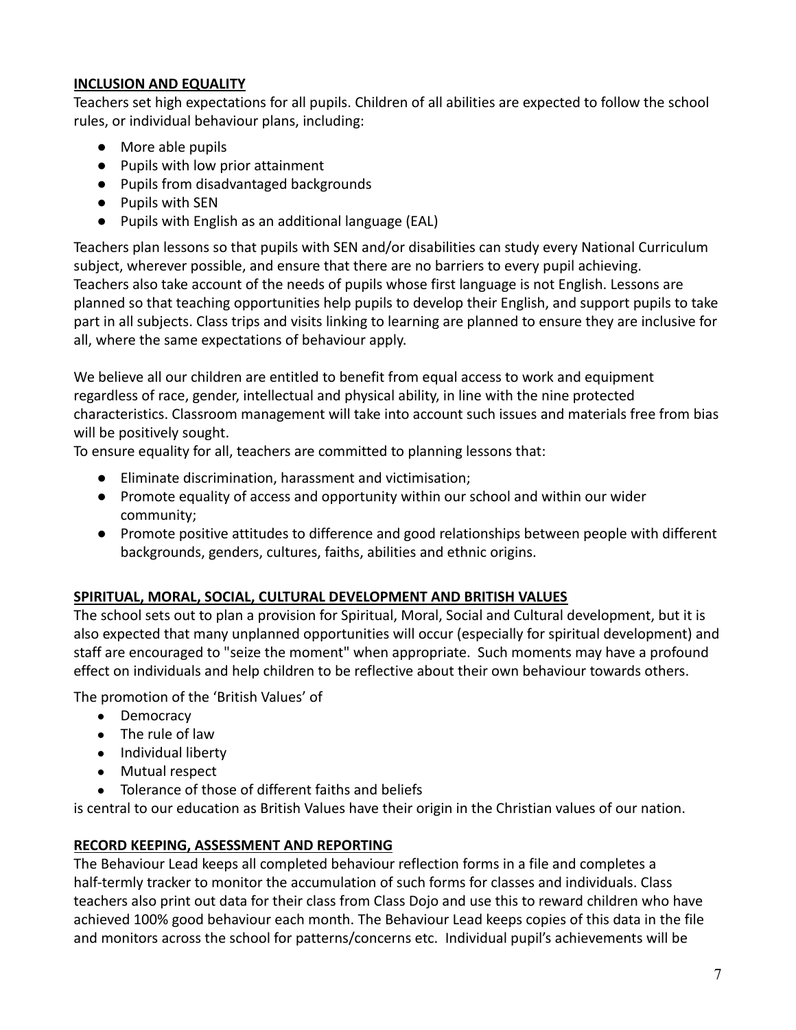## INCLUSION AND EQUALITY

Teachers set high expectations for all pupils. Children of all abilities are expected to follow the school rules, or individual behaviour plans, including:

- More able pupils
- Pupils with low prior attainment
- Pupils from disadvantaged backgrounds
- Pupils with SEN
- Pupils with English as an additional language (EAL)

Teachers plan lessons so that pupils with SEN and/or disabilities can study every National Curriculum subject, wherever possible, and ensure that there are no barriers to every pupil achieving. Teachers also take account of the needs of pupils whose first language is not English. Lessons are planned so that teaching opportunities help pupils to develop their English, and support pupils to take part in all subjects. Class trips and visits linking to learning are planned to ensure they are inclusive for all, where the same expectations of behaviour apply.

We believe all our children are entitled to benefit from equal access to work and equipment regardless of race, gender, intellectual and physical ability, in line with the nine protected characteristics. Classroom management will take into account such issues and materials free from bias will be positively sought.

To ensure equality for all, teachers are committed to planning lessons that:

- Eliminate discrimination, harassment and victimisation;
- Promote equality of access and opportunity within our school and within our wider community;
- Promote positive attitudes to difference and good relationships between people with different backgrounds, genders, cultures, faiths, abilities and ethnic origins.

## SPIRITUAL, MORAL, SOCIAL, CULTURAL DEVELOPMENT AND BRITISH VALUES

The school sets out to plan a provision for Spiritual, Moral, Social and Cultural development, but it is also expected that many unplanned opportunities will occur (especially for spiritual development) and staff are encouraged to "seize the moment" when appropriate. Such moments may have a profound effect on individuals and help children to be reflective about their own behaviour towards others.

The promotion of the 'British Values' of

- Democracy
- The rule of law
- Individual liberty
- Mutual respect
- Tolerance of those of different faiths and beliefs

is central to our education as British Values have their origin in the Christian values of our nation.

## RECORD KEEPING, ASSESSMENT AND REPORTING

The Behaviour Lead keeps all completed behaviour reflection forms in a file and completes a half-termly tracker to monitor the accumulation of such forms for classes and individuals. Class teachers also print out data for their class from Class Dojo and use this to reward children who have achieved 100% good behaviour each month. The Behaviour Lead keeps copies of this data in the file and monitors across the school for patterns/concerns etc. Individual pupil's achievements will be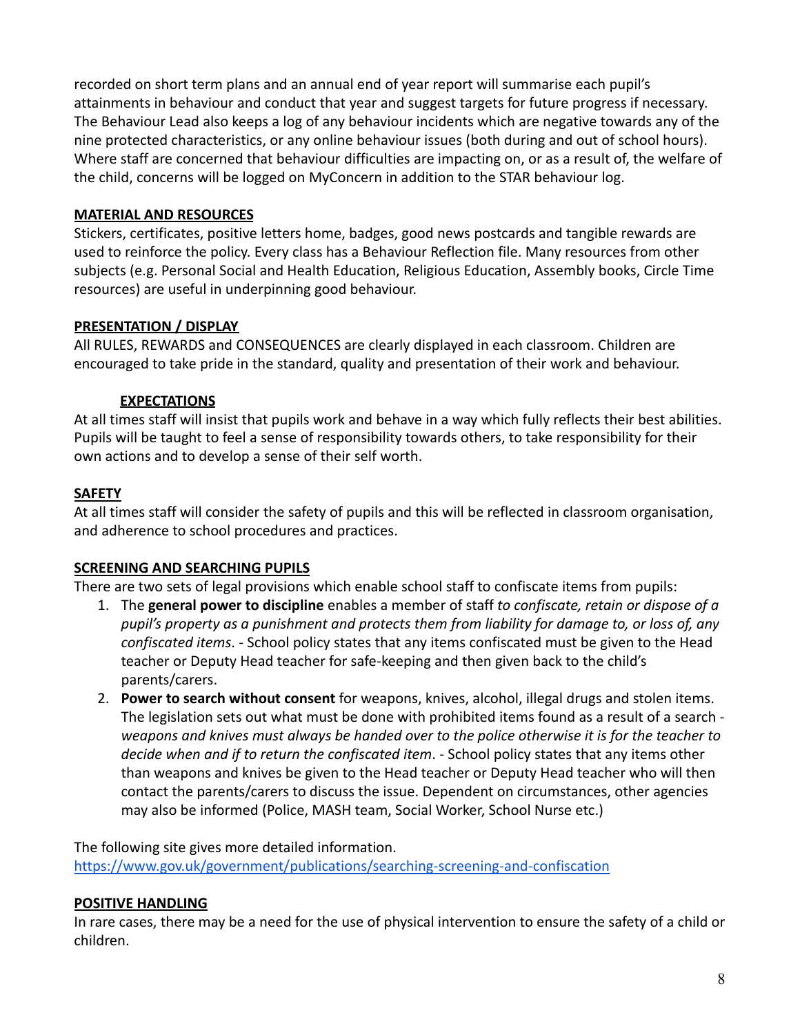recorded on short term plans and an annual end of year report will summarise each pupil's attainments in behaviour and conduct that year and suggest targets for future progress if necessary. The Behaviour Lead also keeps a log of any behaviour incidents which are negative towards any of the nine protected characteristics, or any online behaviour issues (both during and out of school hours). Where staff are concerned that behaviour difficulties are impacting on, or as a result of, the welfare of the child, concerns will be logged on MyConcern in addition to the STAR behaviour log.

## MATERIAL AND RESOURCES

Stickers, certificates, positive letters home, badges, good news postcards and tangible rewards are used to reinforce the policy. Every class has a Behaviour Reflection file. Many resources from other subjects (e.g. Personal Social and Health Education, Religious Education, Assembly books, Circle Time resources) are useful in underpinning good behaviour.

## PRESENTATION / DISPLAY

All RULES, REWARDS and CONSEQUENCES are clearly displayed in each classroom. Children are encouraged to take pride in the standard, quality and presentation of their work and behaviour.

## EXPECTATIONS

At all times staff will insist that pupils work and behave in a way which fully reflects their best abilities. Pupils will be taught to feel a sense of responsibility towards others, to take responsibility for their own actions and to develop a sense of their self worth.

## SAFETY

At all times staff will consider the safety of pupils and this will be reflected in classroom organisation, and adherence to school procedures and practices.

## SCREENING AND SEARCHING PUPILS

There are two sets of legal provisions which enable school staff to confiscate items from pupils:

1. The **general power to discipline** enables a member of staff *to confiscate, retain or dispose of a pupil's property as a punishment and protects them from liability for damage to, or loss of, any confiscated items*. - School policy states that any items confiscated must be given to the Head teacher or Deputy Head teacher for safe-keeping and then given back to the child's parents/carers.
2. **Power to search without consent** for weapons, knives, alcohol, illegal drugs and stolen items. The legislation sets out what must be done with prohibited items found as a result of a search - *weapons and knives must always be handed over to the police otherwise it is for the teacher to decide when and if to return the confiscated item*. - School policy states that any items other than weapons and knives be given to the Head teacher or Deputy Head teacher who will then contact the parents/carers to discuss the issue. Dependent on circumstances, other agencies may also be informed (Police, MASH team, Social Worker, School Nurse etc.)

The following site gives more detailed information.
[https://www.gov.uk/government/publications/searching-screening-and-confiscation](https://www.gov.uk/government/publications/searching-screening-and-confiscation)

## POSITIVE HANDLING

In rare cases, there may be a need for the use of physical intervention to ensure the safety of a child or children.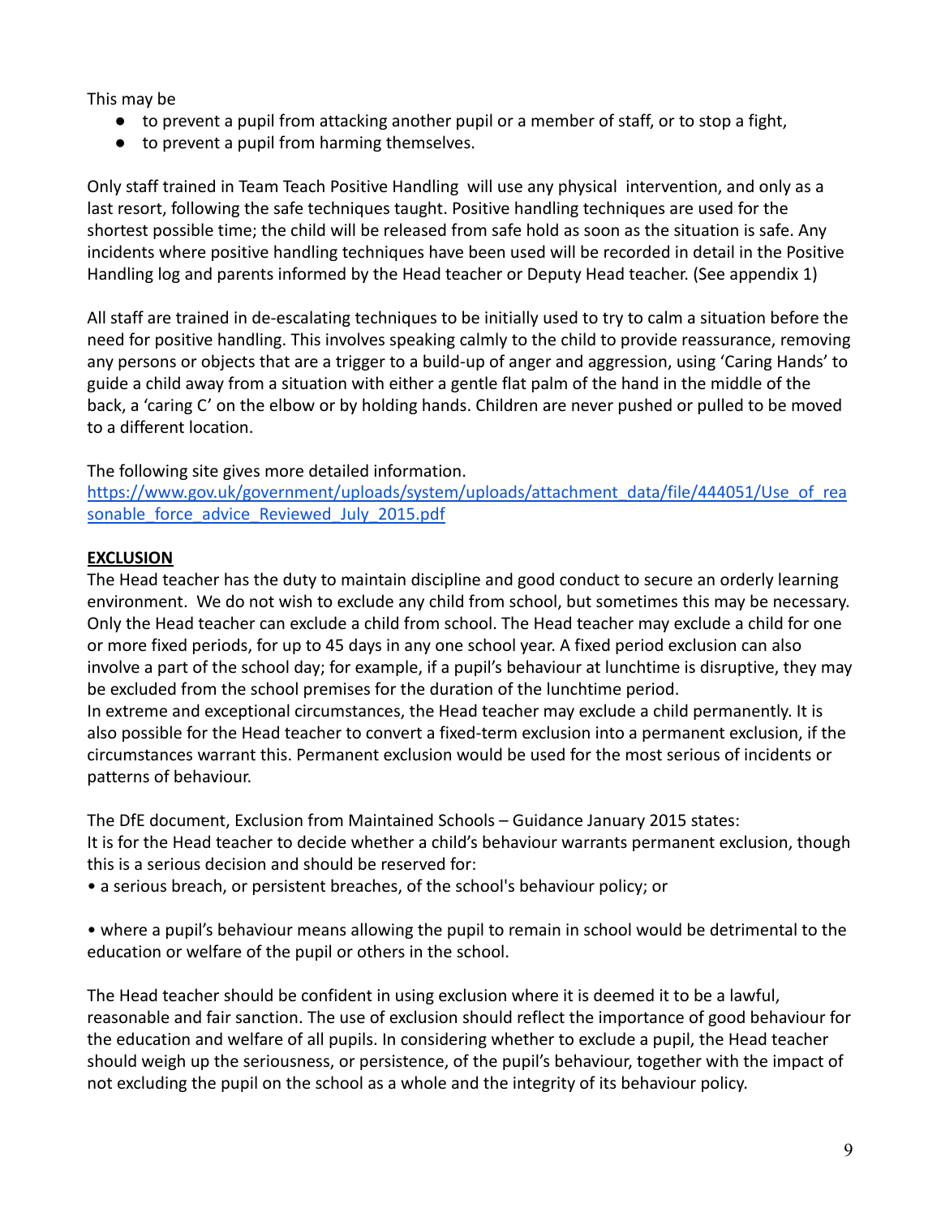This may be

- to prevent a pupil from attacking another pupil or a member of staff, or to stop a fight,
- to prevent a pupil from harming themselves.

Only staff trained in Team Teach Positive Handling will use any physical intervention, and only as a last resort, following the safe techniques taught. Positive handling techniques are used for the shortest possible time; the child will be released from safe hold as soon as the situation is safe. Any incidents where positive handling techniques have been used will be recorded in detail in the Positive Handling log and parents informed by the Head teacher or Deputy Head teacher. (See appendix 1)

All staff are trained in de-escalating techniques to be initially used to try to calm a situation before the need for positive handling. This involves speaking calmly to the child to provide reassurance, removing any persons or objects that are a trigger to a build-up of anger and aggression, using 'Caring Hands' to guide a child away from a situation with either a gentle flat palm of the hand in the middle of the back, a 'caring C' on the elbow or by holding hands. Children are never pushed or pulled to be moved to a different location.

The following site gives more detailed information.
[https://www.gov.uk/government/uploads/system/uploads/attachment_data/file/444051/Use_of_reasonable_force_advice_Reviewed_July_2015.pdf](https://www.gov.uk/government/uploads/system/uploads/attachment_data/file/444051/Use_of_reasonable_force_advice_Reviewed_July_2015.pdf)

**EXCLUSION**

The Head teacher has the duty to maintain discipline and good conduct to secure an orderly learning environment. We do not wish to exclude any child from school, but sometimes this may be necessary. Only the Head teacher can exclude a child from school. The Head teacher may exclude a child for one or more fixed periods, for up to 45 days in any one school year. A fixed period exclusion can also involve a part of the school day; for example, if a pupil's behaviour at lunchtime is disruptive, they may be excluded from the school premises for the duration of the lunchtime period.
In extreme and exceptional circumstances, the Head teacher may exclude a child permanently. It is also possible for the Head teacher to convert a fixed-term exclusion into a permanent exclusion, if the circumstances warrant this. Permanent exclusion would be used for the most serious of incidents or patterns of behaviour.

The DfE document, Exclusion from Maintained Schools – Guidance January 2015 states:
It is for the Head teacher to decide whether a child's behaviour warrants permanent exclusion, though this is a serious decision and should be reserved for:

- a serious breach, or persistent breaches, of the school's behaviour policy; or

- where a pupil's behaviour means allowing the pupil to remain in school would be detrimental to the education or welfare of the pupil or others in the school.

The Head teacher should be confident in using exclusion where it is deemed it to be a lawful, reasonable and fair sanction. The use of exclusion should reflect the importance of good behaviour for the education and welfare of all pupils. In considering whether to exclude a pupil, the Head teacher should weigh up the seriousness, or persistence, of the pupil's behaviour, together with the impact of not excluding the pupil on the school as a whole and the integrity of its behaviour policy.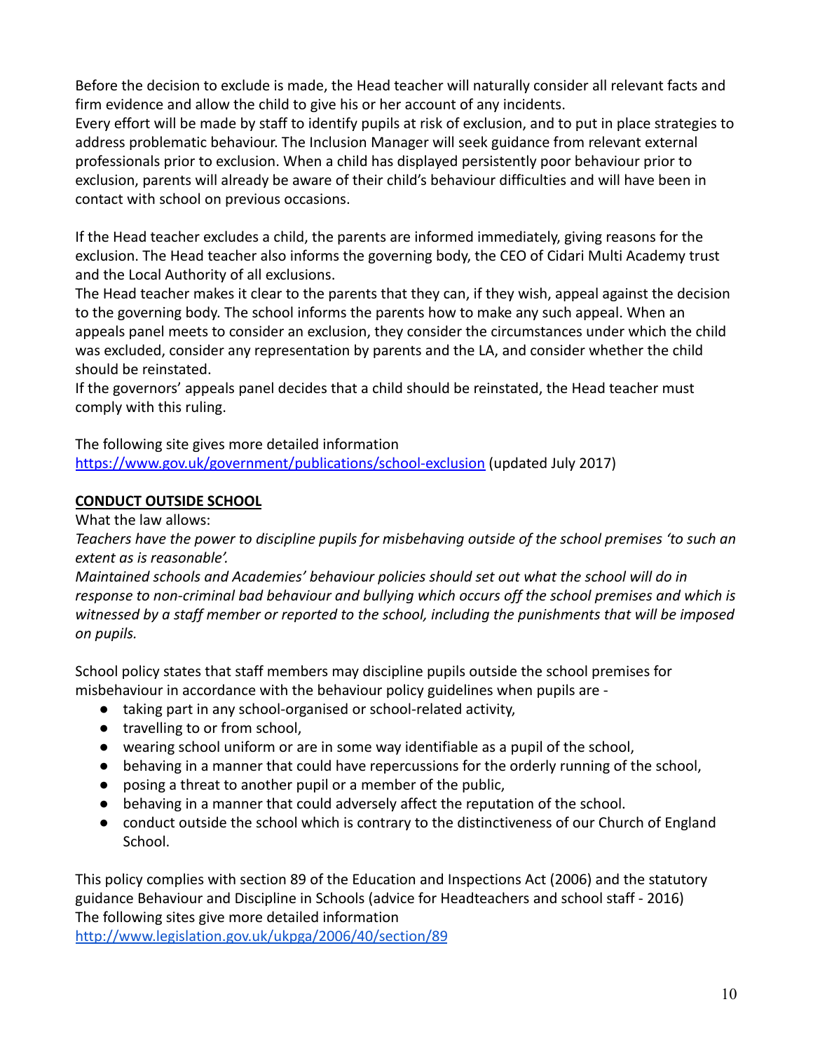Before the decision to exclude is made, the Head teacher will naturally consider all relevant facts and firm evidence and allow the child to give his or her account of any incidents.
Every effort will be made by staff to identify pupils at risk of exclusion, and to put in place strategies to address problematic behaviour. The Inclusion Manager will seek guidance from relevant external professionals prior to exclusion. When a child has displayed persistently poor behaviour prior to exclusion, parents will already be aware of their child's behaviour difficulties and will have been in contact with school on previous occasions.

If the Head teacher excludes a child, the parents are informed immediately, giving reasons for the exclusion. The Head teacher also informs the governing body, the CEO of Cidari Multi Academy trust and the Local Authority of all exclusions.
The Head teacher makes it clear to the parents that they can, if they wish, appeal against the decision to the governing body. The school informs the parents how to make any such appeal. When an appeals panel meets to consider an exclusion, they consider the circumstances under which the child was excluded, consider any representation by parents and the LA, and consider whether the child should be reinstated.
If the governors' appeals panel decides that a child should be reinstated, the Head teacher must comply with this ruling.

The following site gives more detailed information
https://www.gov.uk/government/publications/school-exclusion (updated July 2017)

**CONDUCT OUTSIDE SCHOOL**

What the law allows:
*Teachers have the power to discipline pupils for misbehaving outside of the school premises 'to such an extent as is reasonable'.*
*Maintained schools and Academies' behaviour policies should set out what the school will do in response to non-criminal bad behaviour and bullying which occurs off the school premises and which is witnessed by a staff member or reported to the school, including the punishments that will be imposed on pupils.*

School policy states that staff members may discipline pupils outside the school premises for misbehaviour in accordance with the behaviour policy guidelines when pupils are -

- taking part in any school-organised or school-related activity,
- travelling to or from school,
- wearing school uniform or are in some way identifiable as a pupil of the school,
- behaving in a manner that could have repercussions for the orderly running of the school,
- posing a threat to another pupil or a member of the public,
- behaving in a manner that could adversely affect the reputation of the school.
- conduct outside the school which is contrary to the distinctiveness of our Church of England School.

This policy complies with section 89 of the Education and Inspections Act (2006) and the statutory guidance Behaviour and Discipline in Schools (advice for Headteachers and school staff - 2016)
The following sites give more detailed information
http://www.legislation.gov.uk/ukpga/2006/40/section/89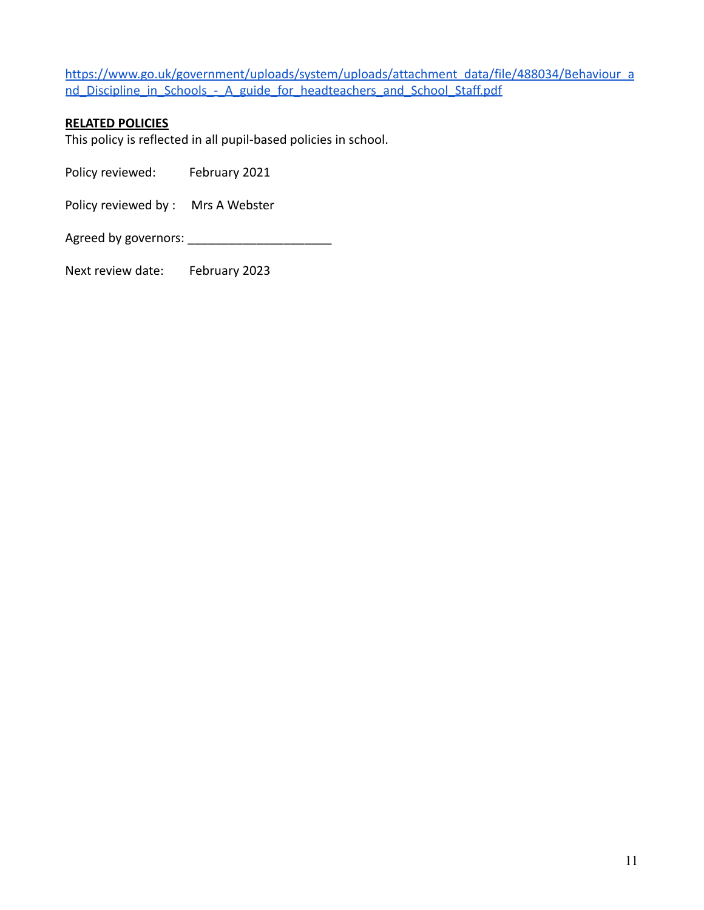https://www.go.uk/government/uploads/system/uploads/attachment_data/file/488034/Behaviour_and_Discipline_in_Schools_-_A_guide_for_headteachers_and_School_Staff.pdf

**RELATED POLICIES**

This policy is reflected in all pupil-based policies in school.

Policy reviewed: February 2021

Policy reviewed by : Mrs A Webster

Agreed by governors: ____________________

Next review date: February 2023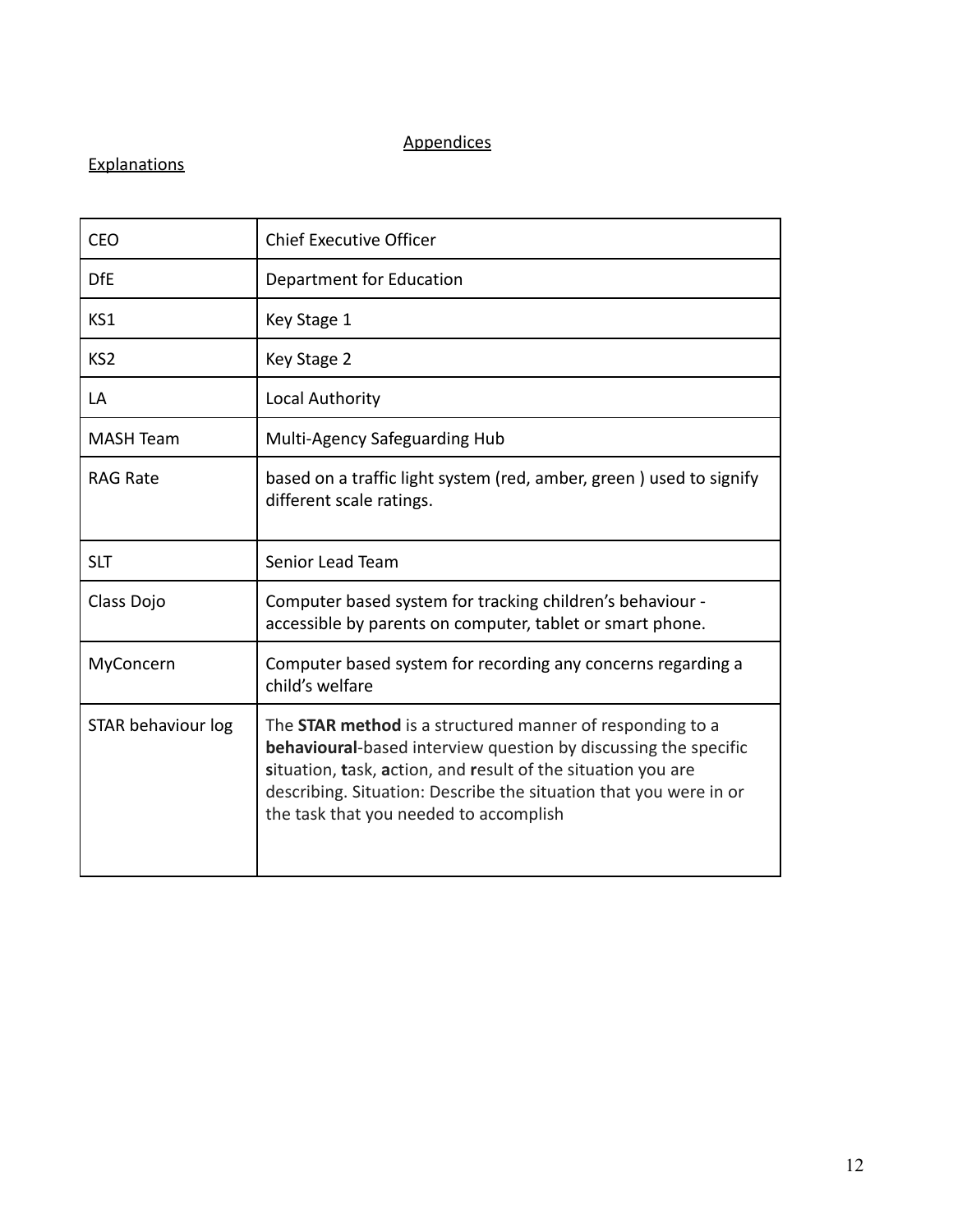# Appendices

## Explanations

| | |
|---|---|
| CEO | Chief Executive Officer |
| DfE | Department for Education |
| KS1 | Key Stage 1 |
| KS2 | Key Stage 2 |
| LA | Local Authority |
| MASH Team | Multi-Agency Safeguarding Hub |
| RAG Rate | based on a traffic light system (red, amber, green ) used to signify different scale ratings. |
| SLT | Senior Lead Team |
| Class Dojo | Computer based system for tracking children's behaviour - accessible by parents on computer, tablet or smart phone. |
| MyConcern | Computer based system for recording any concerns regarding a child's welfare |
| STAR behaviour log | The **STAR method** is a structured manner of responding to a **behavioural**-based interview question by discussing the specific **s**ituation, **t**ask, **a**ction, and **r**esult of the situation you are describing. Situation: Describe the situation that you were in or the task that you needed to accomplish |